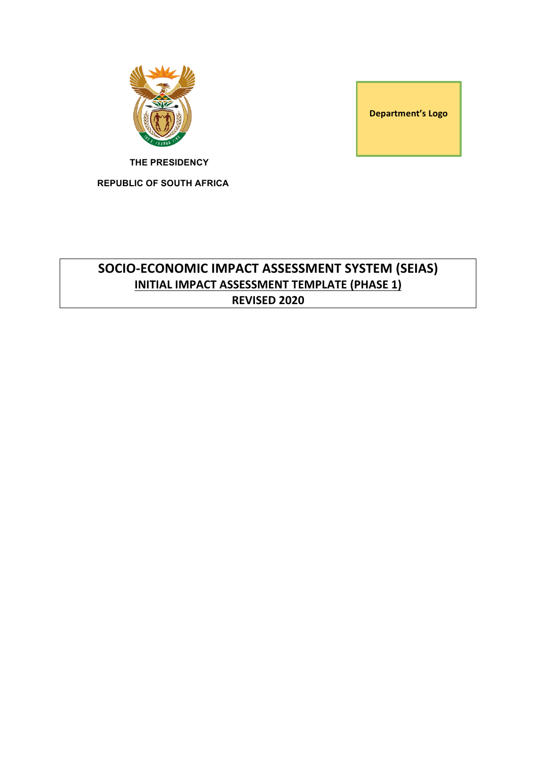**THE PRESIDENCY**

**REPUBLIC OF SOUTH AFRICA**

**Department's Logo**

# SOCIO-ECONOMIC IMPACT ASSESSMENT SYSTEM (SEIAS)

## INITIAL IMPACT ASSESSMENT TEMPLATE (PHASE 1)

## REVISED 2020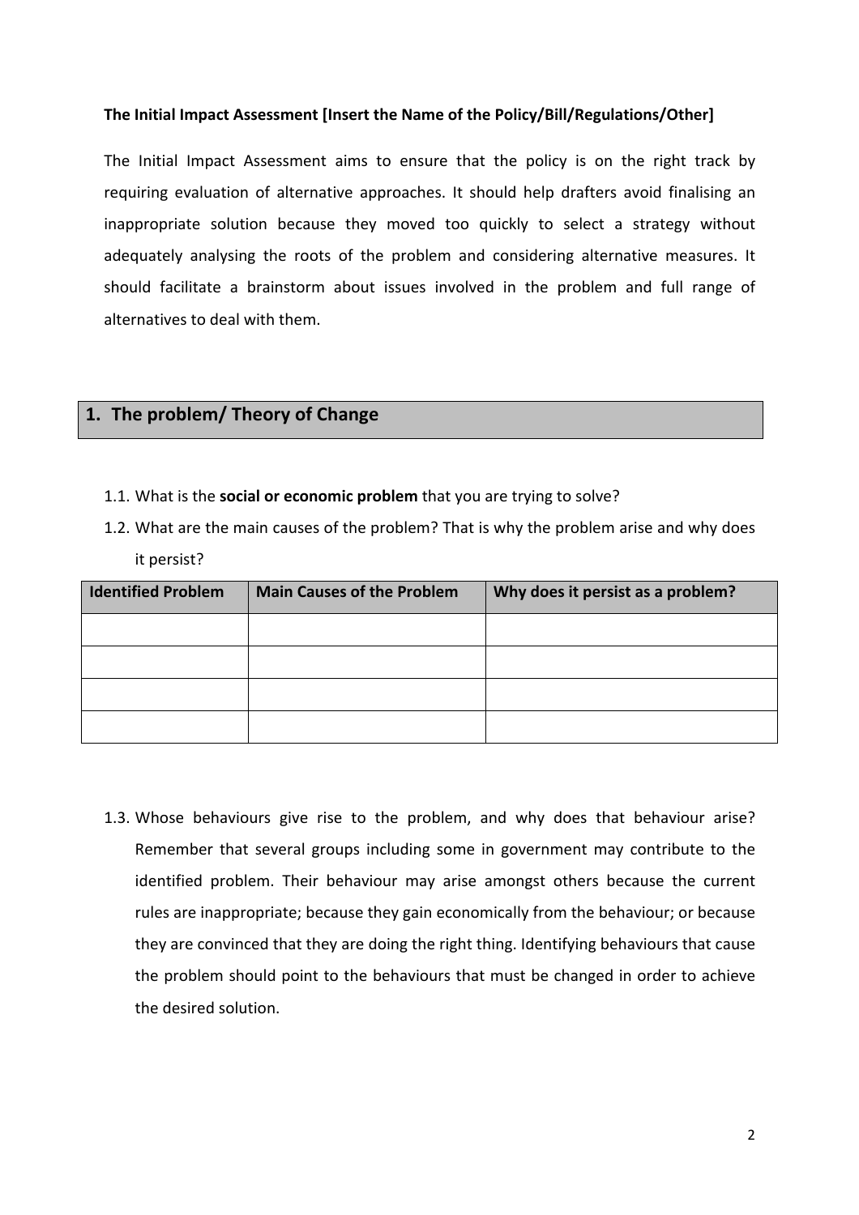**The Initial Impact Assessment [Insert the Name of the Policy/Bill/Regulations/Other]**

The Initial Impact Assessment aims to ensure that the policy is on the right track by requiring evaluation of alternative approaches. It should help drafters avoid finalising an inappropriate solution because they moved too quickly to select a strategy without adequately analysing the roots of the problem and considering alternative measures. It should facilitate a brainstorm about issues involved in the problem and full range of alternatives to deal with them.

## 1. The problem/ Theory of Change

1.1. What is the **social or economic problem** that you are trying to solve?

1.2. What are the main causes of the problem? That is why the problem arise and why does it persist?

| Identified Problem | Main Causes of the Problem | Why does it persist as a problem? |
| --- | --- | --- |
| | | |
| | | |
| | | |
| | | |

1.3. Whose behaviours give rise to the problem, and why does that behaviour arise? Remember that several groups including some in government may contribute to the identified problem. Their behaviour may arise amongst others because the current rules are inappropriate; because they gain economically from the behaviour; or because they are convinced that they are doing the right thing. Identifying behaviours that cause the problem should point to the behaviours that must be changed in order to achieve the desired solution.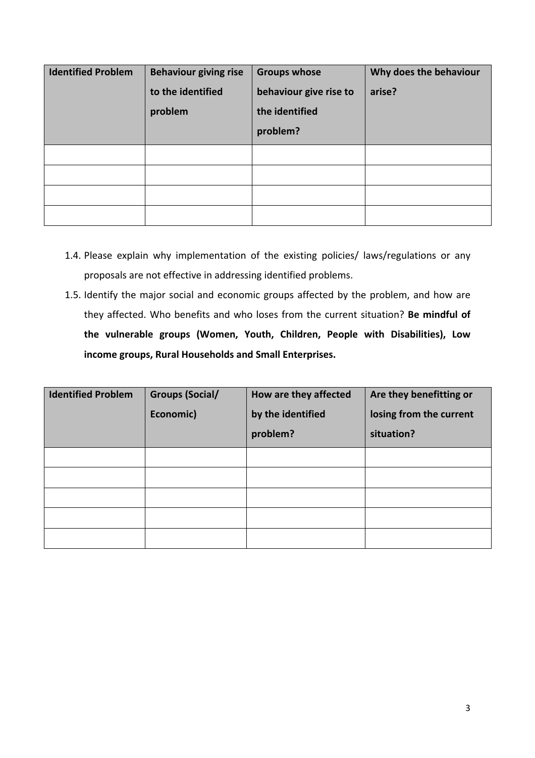| Identified Problem | Behaviour giving rise to the identified problem | Groups whose behaviour give rise to the identified problem? | Why does the behaviour arise? |
| --- | --- | --- | --- |
| | | | |
| | | | |
| | | | |
| | | | |

1.4. Please explain why implementation of the existing policies/ laws/regulations or any proposals are not effective in addressing identified problems.

1.5. Identify the major social and economic groups affected by the problem, and how are they affected. Who benefits and who loses from the current situation? **Be mindful of the vulnerable groups (Women, Youth, Children, People with Disabilities), Low income groups, Rural Households and Small Enterprises.**

| Identified Problem | Groups (Social/ Economic) | How are they affected by the identified problem? | Are they benefitting or losing from the current situation? |
| --- | --- | --- | --- |
| | | | |
| | | | |
| | | | |
| | | | |
| | | | |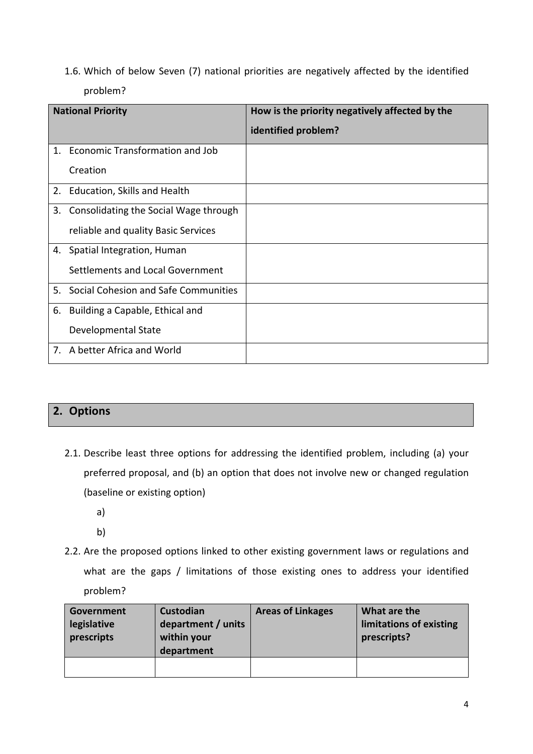1.6. Which of below Seven (7) national priorities are negatively affected by the identified problem?

| National Priority | How is the priority negatively affected by the identified problem? |
|---|---|
| 1. Economic Transformation and Job Creation | |
| 2. Education, Skills and Health | |
| 3. Consolidating the Social Wage through reliable and quality Basic Services | |
| 4. Spatial Integration, Human Settlements and Local Government | |
| 5. Social Cohesion and Safe Communities | |
| 6. Building a Capable, Ethical and Developmental State | |
| 7. A better Africa and World | |

## 2. Options

2.1. Describe least three options for addressing the identified problem, including (a) your preferred proposal, and (b) an option that does not involve new or changed regulation (baseline or existing option)

a)

b)

2.2. Are the proposed options linked to other existing government laws or regulations and what are the gaps / limitations of those existing ones to address your identified problem?

| Government legislative prescripts | Custodian department / units within your department | Areas of Linkages | What are the limitations of existing prescripts? |
|---|---|---|---|
| | | | |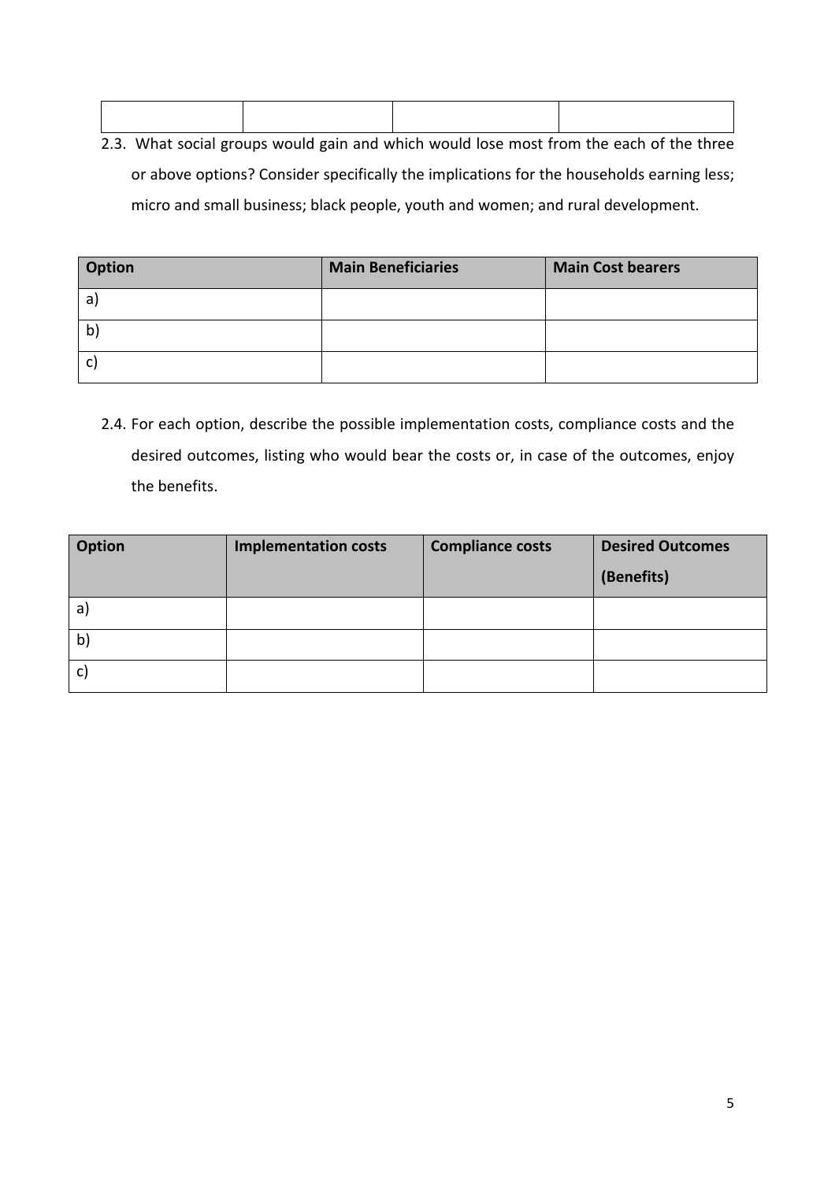| | | | |
|---|---|---|---|
| | | | |

2.3. What social groups would gain and which would lose most from the each of the three or above options? Consider specifically the implications for the households earning less; micro and small business; black people, youth and women; and rural development.

| Option | Main Beneficiaries | Main Cost bearers |
|---|---|---|
| a) | | |
| b) | | |
| c) | | |

2.4. For each option, describe the possible implementation costs, compliance costs and the desired outcomes, listing who would bear the costs or, in case of the outcomes, enjoy the benefits.

| Option | Implementation costs | Compliance costs | Desired Outcomes (Benefits) |
|---|---|---|---|
| a) | | | |
| b) | | | |
| c) | | | |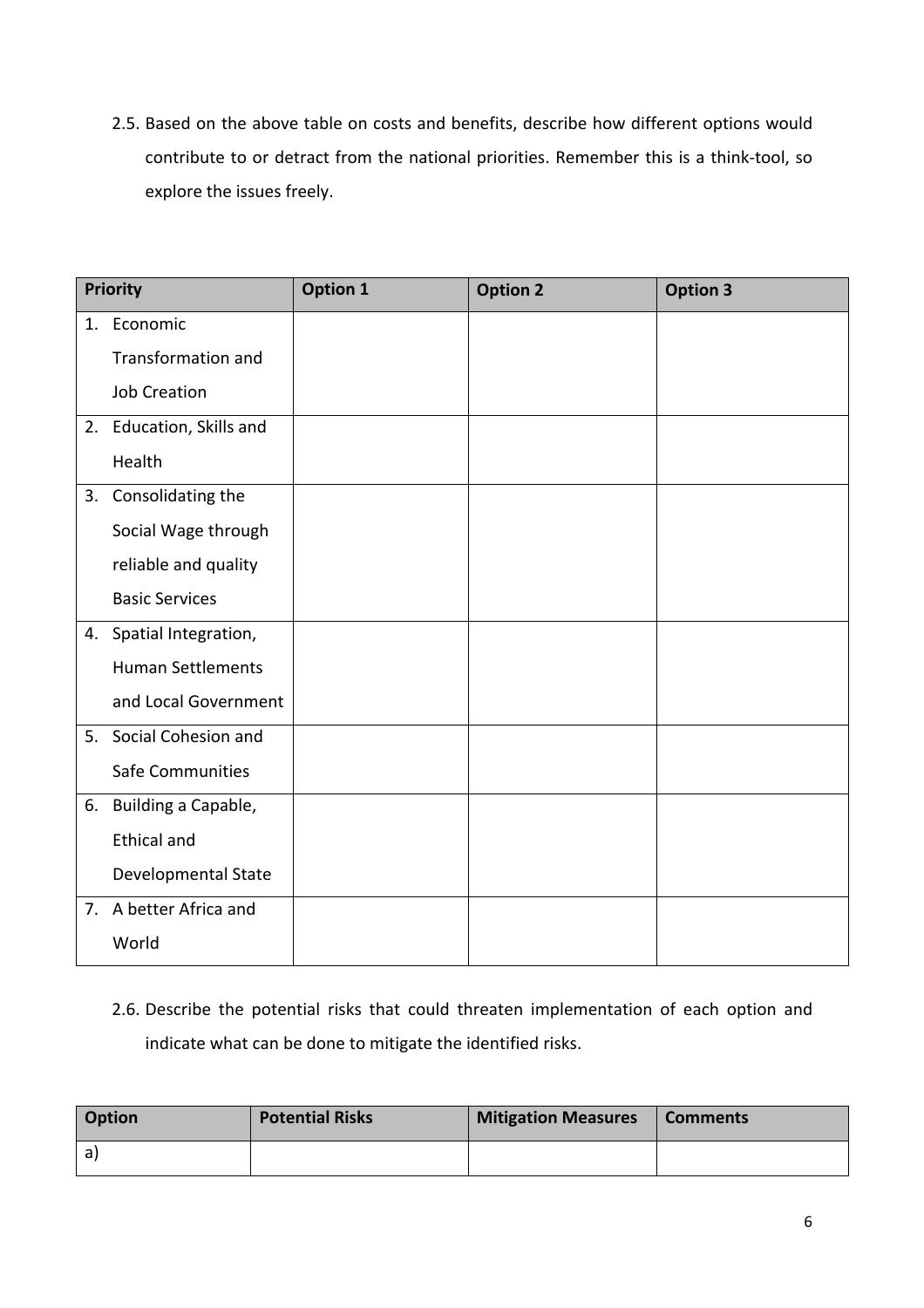2.5. Based on the above table on costs and benefits, describe how different options would contribute to or detract from the national priorities. Remember this is a think-tool, so explore the issues freely.

| Priority | Option 1 | Option 2 | Option 3 |
|---|---|---|---|
| 1. Economic Transformation and Job Creation | | | |
| 2. Education, Skills and Health | | | |
| 3. Consolidating the Social Wage through reliable and quality Basic Services | | | |
| 4. Spatial Integration, Human Settlements and Local Government | | | |
| 5. Social Cohesion and Safe Communities | | | |
| 6. Building a Capable, Ethical and Developmental State | | | |
| 7. A better Africa and World | | | |

2.6. Describe the potential risks that could threaten implementation of each option and indicate what can be done to mitigate the identified risks.

| Option | Potential Risks | Mitigation Measures | Comments |
|---|---|---|---|
| a) | | | |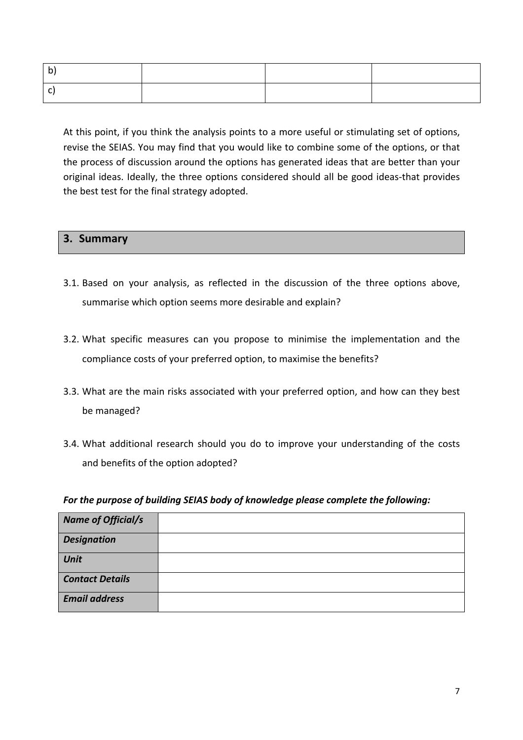| | | | |
|---|---|---|---|
| b) | | | |
| c) | | | |

At this point, if you think the analysis points to a more useful or stimulating set of options, revise the SEIAS. You may find that you would like to combine some of the options, or that the process of discussion around the options has generated ideas that are better than your original ideas. Ideally, the three options considered should all be good ideas-that provides the best test for the final strategy adopted.

## 3. Summary

3.1. Based on your analysis, as reflected in the discussion of the three options above, summarise which option seems more desirable and explain?

3.2. What specific measures can you propose to minimise the implementation and the compliance costs of your preferred option, to maximise the benefits?

3.3. What are the main risks associated with your preferred option, and how can they best be managed?

3.4. What additional research should you do to improve your understanding of the costs and benefits of the option adopted?

***For the purpose of building SEIAS body of knowledge please complete the following:***

| | |
|---|---|
| ***Name of Official/s*** | |
| ***Designation*** | |
| ***Unit*** | |
| ***Contact Details*** | |
| ***Email address*** | |